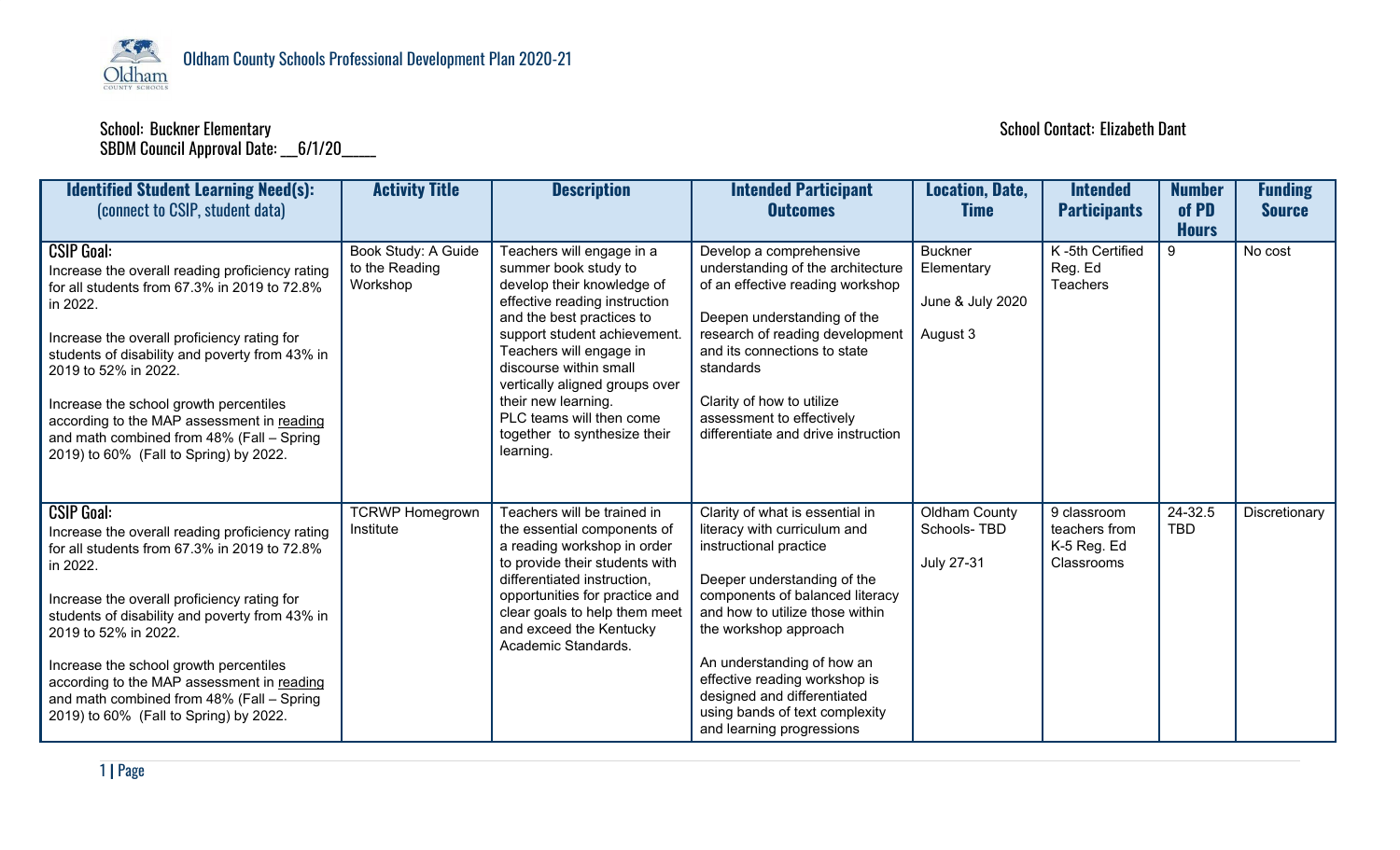# Oldham County Schools Professional Development Plan 2020-21

School: Buckner Elementary

SBDM Council Approval Date: __6/1/20____

School Contact: Elizabeth Dant

| **Identified Student Learning Need(s):** (connect to CSIP, student data) | **Activity Title** | **Description** | **Intended Participant Outcomes** | **Location, Date, Time** | **Intended Participants** | **Number of PD Hours** | **Funding Source** |
|---|---|---|---|---|---|---|---|
| **CSIP Goal:** Increase the overall reading proficiency rating for all students from 67.3% in 2019 to 72.8% in 2022.<br><br>Increase the overall proficiency rating for students of disability and poverty from 43% in 2019 to 52% in 2022.<br><br>Increase the school growth percentiles according to the MAP assessment in reading and math combined from 48% (Fall – Spring 2019) to 60% (Fall to Spring) by 2022. | Book Study: A Guide to the Reading Workshop | Teachers will engage in a summer book study to develop their knowledge of effective reading instruction and the best practices to support student achievement. Teachers will engage in discourse within small vertically aligned groups over their new learning. PLC teams will then come together to synthesize their learning. | Develop a comprehensive understanding of the architecture of an effective reading workshop<br><br>Deepen understanding of the research of reading development and its connections to state standards<br><br>Clarity of how to utilize assessment to effectively differentiate and drive instruction | Buckner Elementary<br><br>June & July 2020<br><br>August 3 | K -5th Certified Reg. Ed Teachers | 9 | No cost |
| **CSIP Goal:** Increase the overall reading proficiency rating for all students from 67.3% in 2019 to 72.8% in 2022.<br><br>Increase the overall proficiency rating for students of disability and poverty from 43% in 2019 to 52% in 2022.<br><br>Increase the school growth percentiles according to the MAP assessment in reading and math combined from 48% (Fall – Spring 2019) to 60% (Fall to Spring) by 2022. | TCRWP Homegrown Institute | Teachers will be trained in the essential components of a reading workshop in order to provide their students with differentiated instruction, opportunities for practice and clear goals to help them meet and exceed the Kentucky Academic Standards. | Clarity of what is essential in literacy with curriculum and instructional practice<br><br>Deeper understanding of the components of balanced literacy and how to utilize those within the workshop approach<br><br>An understanding of how an effective reading workshop is designed and differentiated using bands of text complexity and learning progressions | Oldham County Schools- TBD<br><br>July 27-31 | 9 classroom teachers from K-5 Reg. Ed Classrooms | 24-32.5 TBD | Discretionary |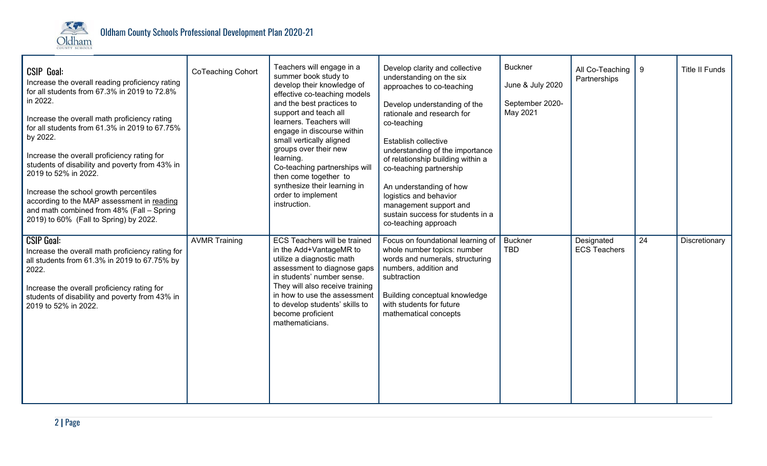| | | | | | | | |
|---|---|---|---|---|---|---|---|
| **CSIP Goal:**<br>Increase the overall reading proficiency rating for all students from 67.3% in 2019 to 72.8% in 2022.<br><br>Increase the overall math proficiency rating for all students from 61.3% in 2019 to 67.75% by 2022.<br><br>Increase the overall proficiency rating for students of disability and poverty from 43% in 2019 to 52% in 2022.<br><br>Increase the school growth percentiles according to the MAP assessment in reading and math combined from 48% (Fall – Spring 2019) to 60% (Fall to Spring) by 2022. | CoTeaching Cohort | Teachers will engage in a summer book study to develop their knowledge of effective co-teaching models and the best practices to support and teach all learners. Teachers will engage in discourse within small vertically aligned groups over their new learning.<br>Co-teaching partnerships will then come together to synthesize their learning in order to implement instruction. | Develop clarity and collective understanding on the six approaches to co-teaching<br><br>Develop understanding of the rationale and research for co-teaching<br><br>Establish collective understanding of the importance of relationship building within a co-teaching partnership<br><br>An understanding of how logistics and behavior management support and sustain success for students in a co-teaching approach | Buckner<br><br>June & July 2020<br><br>September 2020-May 2021 | All Co-Teaching Partnerships | 9 | Title II Funds |
| **CSIP Goal:**<br>Increase the overall math proficiency rating for all students from 61.3% in 2019 to 67.75% by 2022.<br><br>Increase the overall proficiency rating for students of disability and poverty from 43% in 2019 to 52% in 2022. | AVMR Training | ECS Teachers will be trained in the Add+VantageMR to utilize a diagnostic math assessment to diagnose gaps in students' number sense. They will also receive training in how to use the assessment to develop students' skills to become proficient mathematicians. | Focus on foundational learning of whole number topics: number words and numerals, structuring numbers, addition and subtraction<br><br>Building conceptual knowledge with students for future mathematical concepts | Buckner<br>TBD | Designated ECS Teachers | 24 | Discretionary |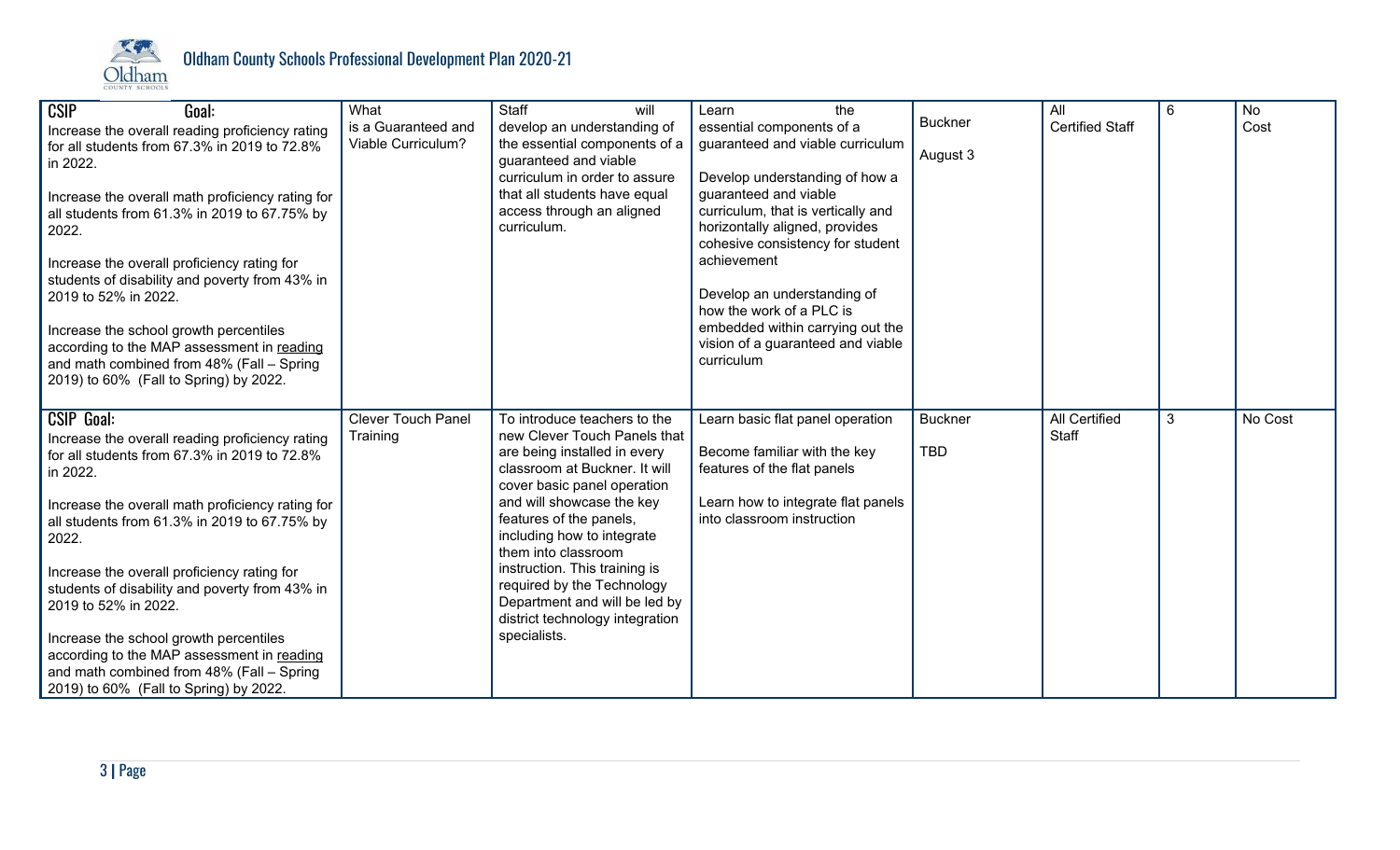| CSIP Goal: Increase the overall reading proficiency rating for all students from 67.3% in 2019 to 72.8% in 2022.<br><br>Increase the overall math proficiency rating for all students from 61.3% in 2019 to 67.75% by 2022.<br><br>Increase the overall proficiency rating for students of disability and poverty from 43% in 2019 to 52% in 2022.<br><br>Increase the school growth percentiles according to the MAP assessment in reading and math combined from 48% (Fall – Spring 2019) to 60% (Fall to Spring) by 2022. | What is a Guaranteed and Viable Curriculum? | Staff will develop an understanding of the essential components of a guaranteed and viable curriculum in order to assure that all students have equal access through an aligned curriculum. | Learn the essential components of a guaranteed and viable curriculum<br><br>Develop understanding of how a guaranteed and viable curriculum, that is vertically and horizontally aligned, provides cohesive consistency for student achievement<br><br>Develop an understanding of how the work of a PLC is embedded within carrying out the vision of a guaranteed and viable curriculum | Buckner<br><br>August 3 | All Certified Staff | 6 | No Cost |
|---|---|---|---|---|---|---|---|
| CSIP Goal: Increase the overall reading proficiency rating for all students from 67.3% in 2019 to 72.8% in 2022.<br><br>Increase the overall math proficiency rating for all students from 61.3% in 2019 to 67.75% by 2022.<br><br>Increase the overall proficiency rating for students of disability and poverty from 43% in 2019 to 52% in 2022.<br><br>Increase the school growth percentiles according to the MAP assessment in reading and math combined from 48% (Fall – Spring 2019) to 60% (Fall to Spring) by 2022. | Clever Touch Panel Training | To introduce teachers to the new Clever Touch Panels that are being installed in every classroom at Buckner. It will cover basic panel operation and will showcase the key features of the panels, including how to integrate them into classroom instruction. This training is required by the Technology Department and will be led by district technology integration specialists. | Learn basic flat panel operation<br><br>Become familiar with the key features of the flat panels<br><br>Learn how to integrate flat panels into classroom instruction | Buckner<br><br>TBD | All Certified Staff | 3 | No Cost |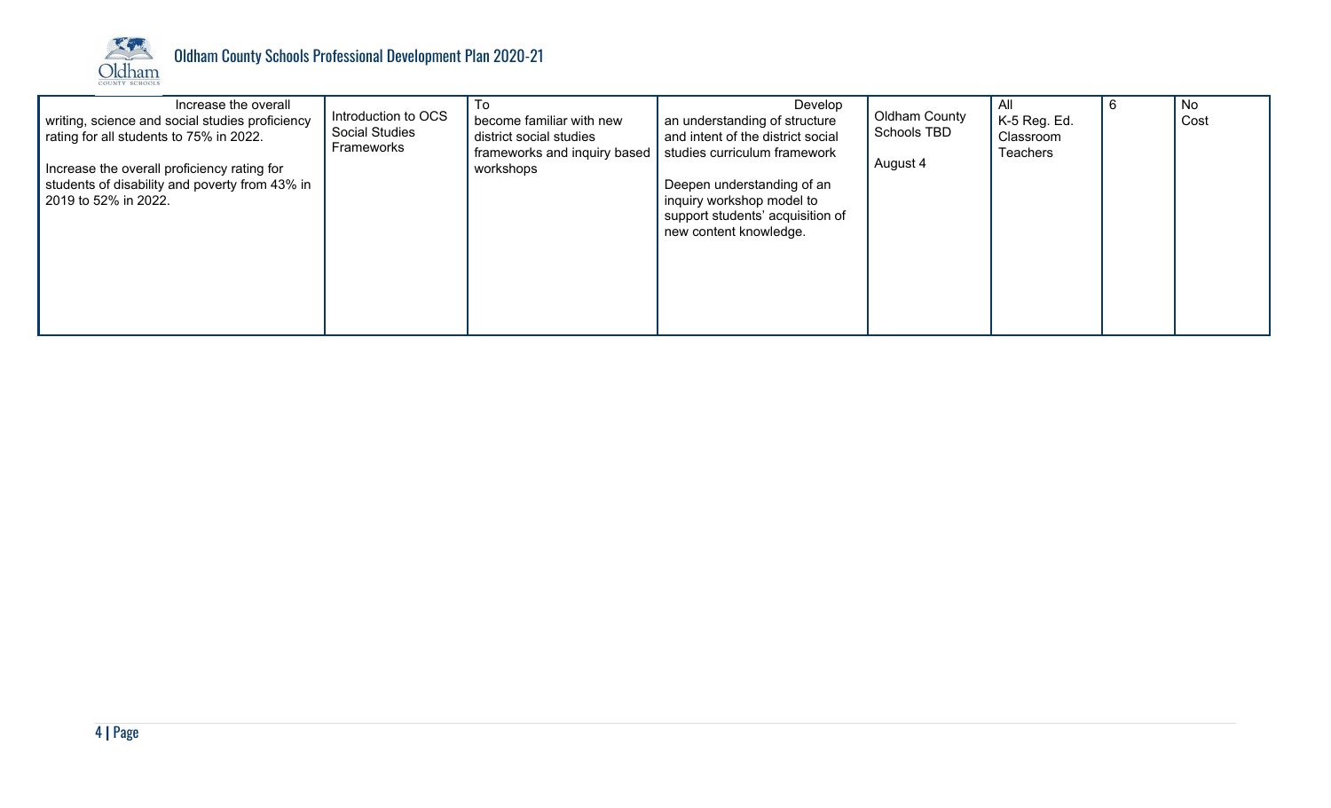| | | | | | | | |
|---|---|---|---|---|---|---|---|
| Increase the overall writing, science and social studies proficiency rating for all students to 75% in 2022.<br><br>Increase the overall proficiency rating for students of disability and poverty from 43% in 2019 to 52% in 2022. | Introduction to OCS Social Studies Frameworks | To become familiar with new district social studies frameworks and inquiry based workshops | Develop an understanding of structure and intent of the district social studies curriculum framework<br><br>Deepen understanding of an inquiry workshop model to support students' acquisition of new content knowledge. | Oldham County Schools TBD<br><br>August 4 | All K-5 Reg. Ed. Classroom Teachers | 6 | No Cost |